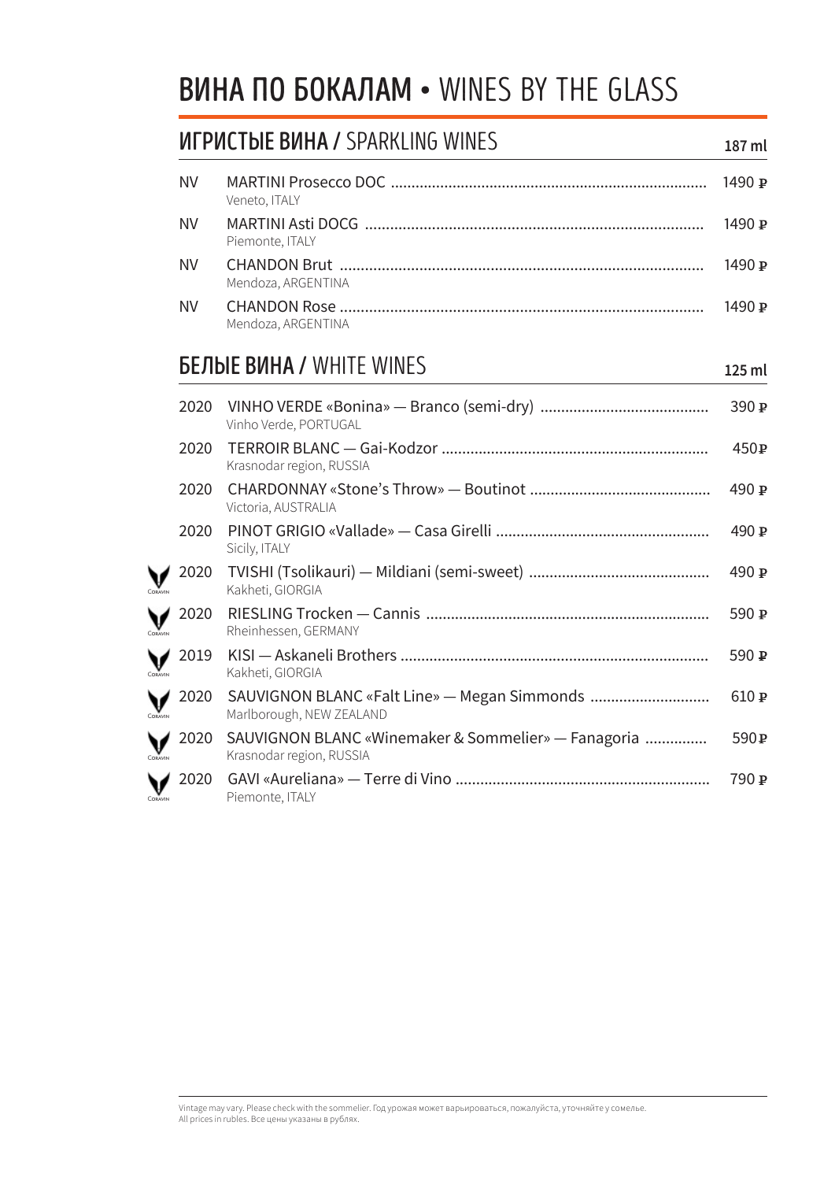# ВИНА ПО БОКАЛАМ • WINES BY THE GLASS

## ИГРИСТЫЕ ВИНА / SPARKLING WINES

| | | 187 ml |
|---|---|---|
| NV | MARTINI Prosecco DOC<br>Veneto, ITALY | 1490 ₽ |
| NV | MARTINI Asti DOCG<br>Piemonte, ITALY | 1490 ₽ |
| NV | CHANDON Brut<br>Mendoza, ARGENTINA | 1490 ₽ |
| NV | CHANDON Rose<br>Mendoza, ARGENTINA | 1490 ₽ |

## БЕЛЫЕ ВИНА / WHITE WINES

| | | | 125 ml |
|---|---|---|---|
| | 2020 | VINHO VERDE «Bonina» — Branco (semi-dry)<br>Vinho Verde, PORTUGAL | 390 ₽ |
| | 2020 | TERROIR BLANC — Gai-Kodzor<br>Krasnodar region, RUSSIA | 450₽ |
| | 2020 | CHARDONNAY «Stone's Throw» — Boutinot<br>Victoria, AUSTRALIA | 490 ₽ |
| | 2020 | PINOT GRIGIO «Vallade» — Casa Girelli<br>Sicily, ITALY | 490 ₽ |
| Coravin | 2020 | TVISHI (Tsolikauri) — Mildiani (semi-sweet)<br>Kakheti, GIORGIA | 490 ₽ |
| Coravin | 2020 | RIESLING Trocken — Cannis<br>Rheinhessen, GERMANY | 590 ₽ |
| Coravin | 2019 | KISI — Askaneli Brothers<br>Kakheti, GIORGIA | 590 ₽ |
| Coravin | 2020 | SAUVIGNON BLANC «Falt Line» — Megan Simmonds<br>Marlborough, NEW ZEALAND | 610 ₽ |
| Coravin | 2020 | SAUVIGNON BLANC «Winemaker & Sommelier» — Fanagoria<br>Krasnodar region, RUSSIA | 590₽ |
| Coravin | 2020 | GAVI «Aureliana» — Terre di Vino<br>Piemonte, ITALY | 790 ₽ |

Vintage may vary. Please check with the sommelier. Год урожая может варьироваться, пожалуйста, уточняйте у сомелье.
All prices in rubles. Все цены указаны в рублях.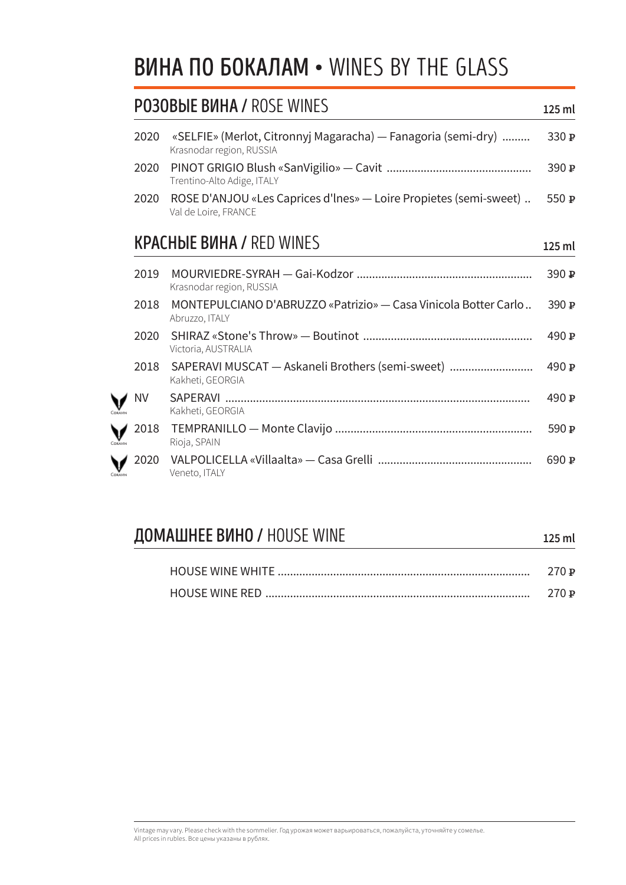# ВИНА ПО БОКАЛАМ • WINES BY THE GLASS

## РОЗОВЫЕ ВИНА / ROSE WINES

| | | 125 ml |
|---|---|---|
| 2020 | «SELFIE» (Merlot, Citronnyj Magaracha) — Fanagoria (semi-dry)<br>Krasnodar region, RUSSIA | 330 ₽ |
| 2020 | PINOT GRIGIO Blush «SanVigilio» — Cavit<br>Trentino-Alto Adige, ITALY | 390 ₽ |
| 2020 | ROSE D'ANJOU «Les Caprices d'lnes» — Loire Propietes (semi-sweet)<br>Val de Loire, FRANCE | 550 ₽ |

## КРАСНЫЕ ВИНА / RED WINES

| | | 125 ml |
|---|---|---|
| 2019 | MOURVIEDRE-SYRAH — Gai-Kodzor<br>Krasnodar region, RUSSIA | 390 ₽ |
| 2018 | MONTEPULCIANO D'ABRUZZO «Patrizio» — Casa Vinicola Botter Carlo<br>Abruzzo, ITALY | 390 ₽ |
| 2020 | SHIRAZ «Stone's Throw» — Boutinot<br>Victoria, AUSTRALIA | 490 ₽ |
| 2018 | SAPERAVI MUSCAT — Askaneli Brothers (semi-sweet)<br>Kakheti, GEORGIA | 490 ₽ |
| NV | SAPERAVI (Coravin)<br>Kakheti, GEORGIA | 490 ₽ |
| 2018 | TEMPRANILLO — Monte Clavijo (Coravin)<br>Rioja, SPAIN | 590 ₽ |
| 2020 | VALPOLICELLA «Villaalta» — Casa Grelli (Coravin)<br>Veneto, ITALY | 690 ₽ |

## ДОМАШНЕЕ ВИНО / HOUSE WINE

| | 125 ml |
|---|---|
| HOUSE WINE WHITE | 270 ₽ |
| HOUSE WINE RED | 270 ₽ |

Vintage may vary. Please check with the sommelier. Год урожая может варьироваться, пожалуйста, уточняйте у сомелье.
All prices in rubles. Все цены указаны в рублях.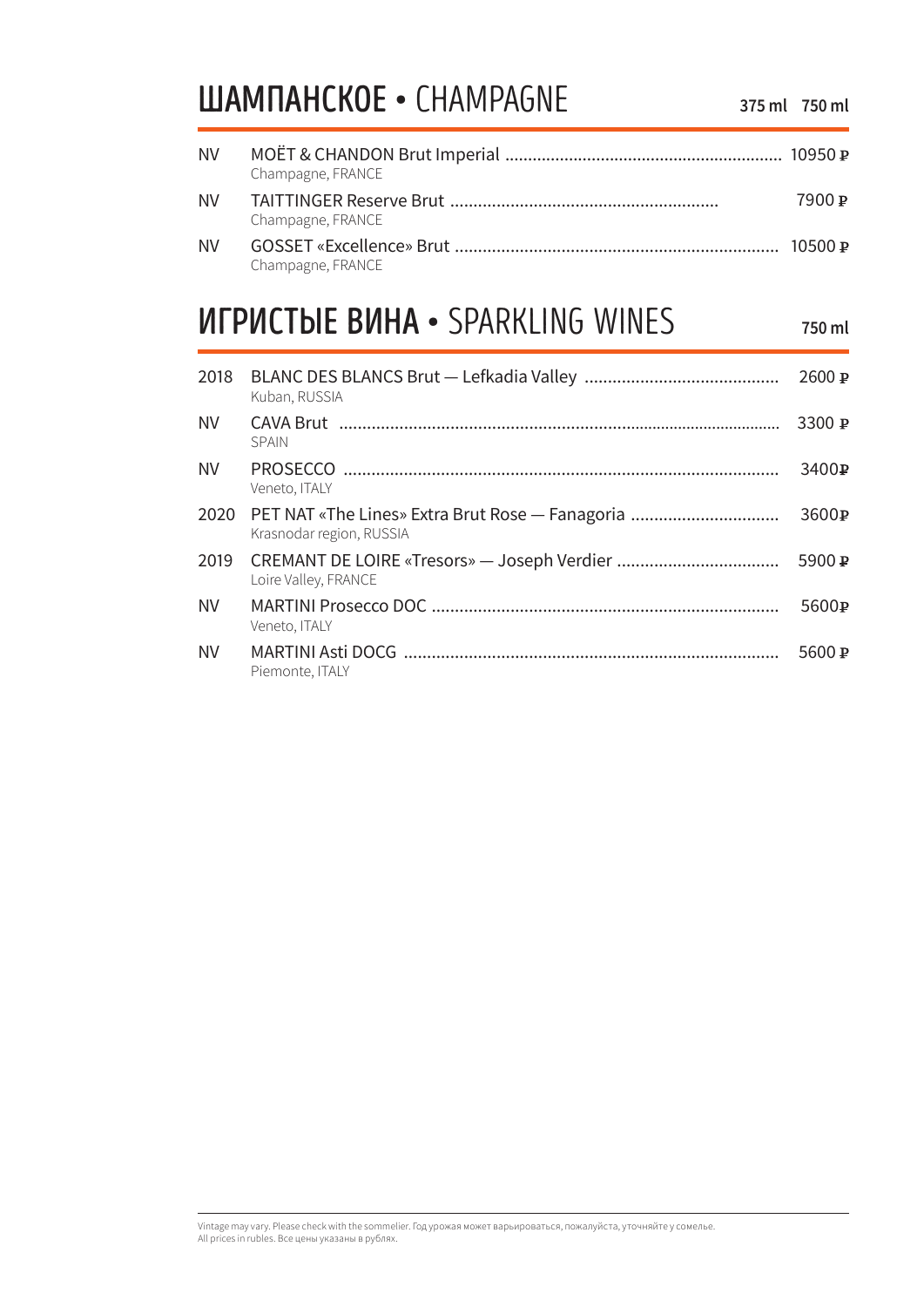# ШАМПАНСКОЕ • CHAMPAGNE

| | | 375 ml | 750 ml |
|---|---|---|---|
| NV | MOËT & CHANDON Brut Imperial<br>Champagne, FRANCE | | 10950 ₽ |
| NV | TAITTINGER Reserve Brut<br>Champagne, FRANCE | | 7900 ₽ |
| NV | GOSSET «Excellence» Brut<br>Champagne, FRANCE | | 10500 ₽ |

# ИГРИСТЫЕ ВИНА • SPARKLING WINES

| | | 750 ml |
|---|---|---|
| 2018 | BLANC DES BLANCS Brut — Lefkadia Valley<br>Kuban, RUSSIA | 2600 ₽ |
| NV | CAVA Brut<br>SPAIN | 3300 ₽ |
| NV | PROSECCO<br>Veneto, ITALY | 3400₽ |
| 2020 | PET NAT «The Lines» Extra Brut Rose — Fanagoria<br>Krasnodar region, RUSSIA | 3600₽ |
| 2019 | CREMANT DE LOIRE «Tresors» — Joseph Verdier<br>Loire Valley, FRANCE | 5900 ₽ |
| NV | MARTINI Prosecco DOC<br>Veneto, ITALY | 5600₽ |
| NV | MARTINI Asti DOCG<br>Piemonte, ITALY | 5600 ₽ |

Vintage may vary. Please check with the sommelier. Год урожая может варьироваться, пожалуйста, уточняйте у сомелье.
All prices in rubles. Все цены указаны в рублях.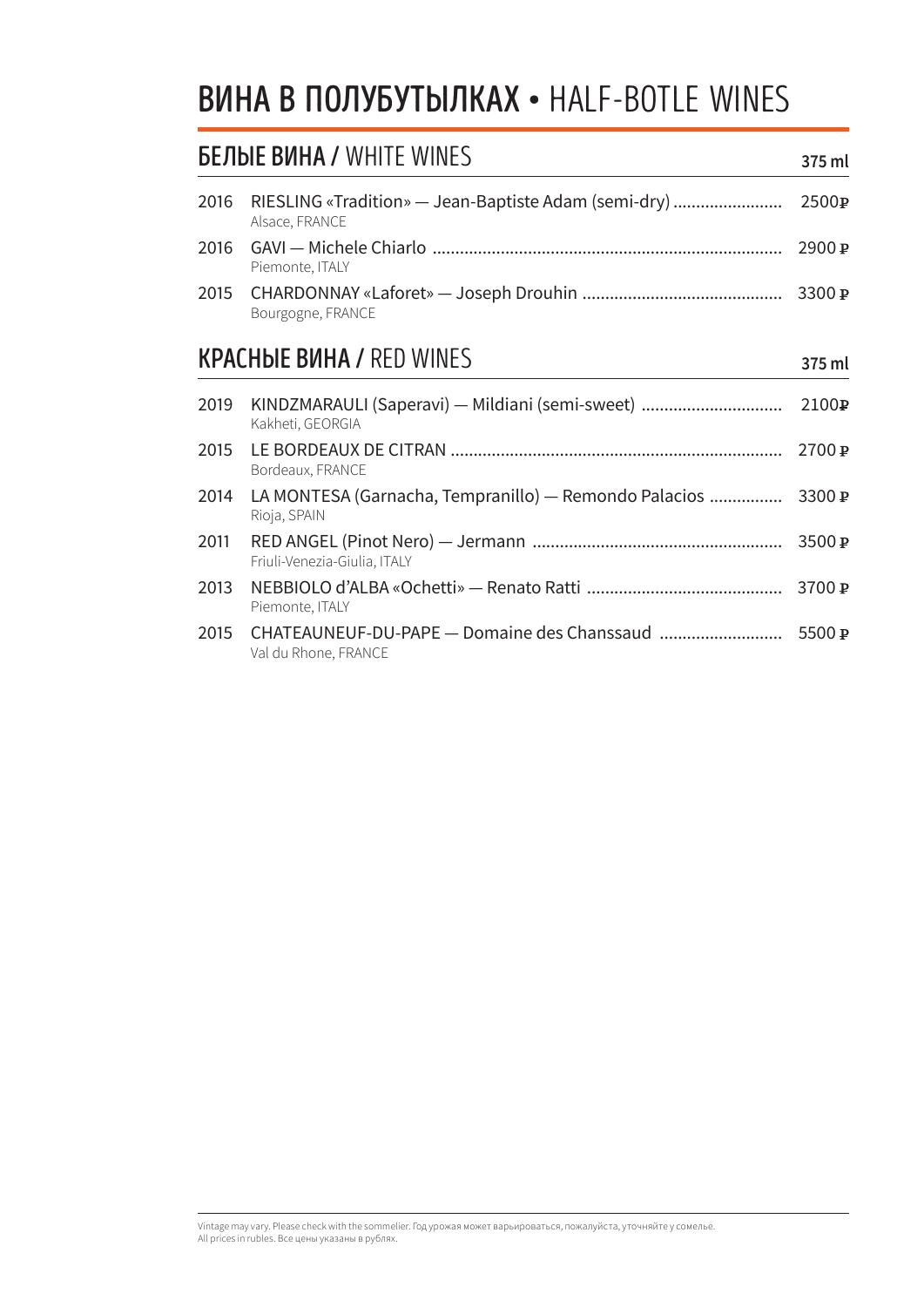# ВИНА В ПОЛУБУТЫЛКАХ • HALF-BOTLE WINES

## БЕЛЫЕ ВИНА / WHITE WINES

| | | 375 ml |
|---|---|---|
| 2016 | RIESLING «Tradition» — Jean-Baptiste Adam (semi-dry)<br>Alsace, FRANCE | 2500₽ |
| 2016 | GAVI — Michele Chiarlo<br>Piemonte, ITALY | 2900 ₽ |
| 2015 | CHARDONNAY «Laforet» — Joseph Drouhin<br>Bourgogne, FRANCE | 3300 ₽ |

## КРАСНЫЕ ВИНА / RED WINES

| | | 375 ml |
|---|---|---|
| 2019 | KINDZMARAULI (Saperavi) — Mildiani (semi-sweet)<br>Kakheti, GEORGIA | 2100₽ |
| 2015 | LE BORDEAUX DE CITRAN<br>Bordeaux, FRANCE | 2700 ₽ |
| 2014 | LA MONTESA (Garnacha, Tempranillo) — Remondo Palacios<br>Rioja, SPAIN | 3300 ₽ |
| 2011 | RED ANGEL (Pinot Nero) — Jermann<br>Friuli-Venezia-Giulia, ITALY | 3500 ₽ |
| 2013 | NEBBIOLO d'ALBA «Ochetti» — Renato Ratti<br>Piemonte, ITALY | 3700 ₽ |
| 2015 | CHATEAUNEUF-DU-PAPE — Domaine des Chanssaud<br>Val du Rhone, FRANCE | 5500 ₽ |

Vintage may vary. Please check with the sommelier. Год урожая может варьироваться, пожалуйста, уточняйте у сомелье.
All prices in rubles. Все цены указаны в рублях.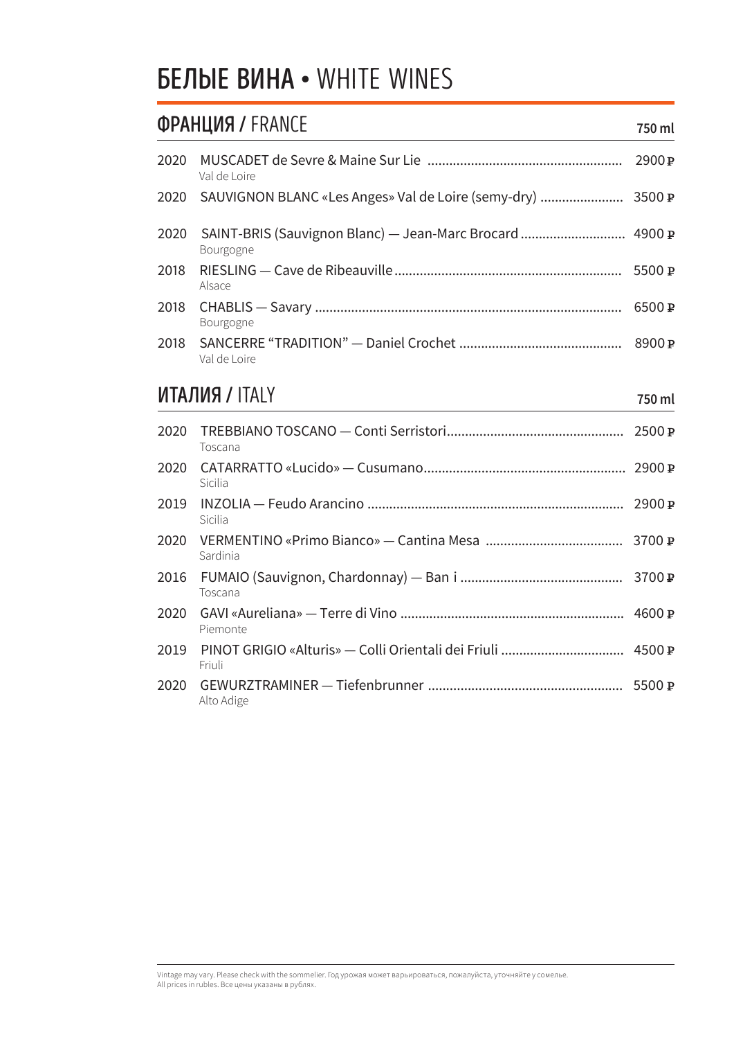# БЕЛЫЕ ВИНА • WHITE WINES

## ФРАНЦИЯ / FRANCE

| | | 750 ml |
|---|---|---|
| 2020 | MUSCADET de Sevre & Maine Sur Lie<br>Val de Loire | 2900 ₽ |
| 2020 | SAUVIGNON BLANC «Les Anges» Val de Loire (semy-dry) | 3500 ₽ |
| 2020 | SAINT-BRIS (Sauvignon Blanc) — Jean-Marc Brocard<br>Bourgogne | 4900 ₽ |
| 2018 | RIESLING — Cave de Ribeauville<br>Alsace | 5500 ₽ |
| 2018 | CHABLIS — Savary<br>Bourgogne | 6500 ₽ |
| 2018 | SANCERRE "TRADITION" — Daniel Crochet<br>Val de Loire | 8900 ₽ |

## ИТАЛИЯ / ITALY

| | | 750 ml |
|---|---|---|
| 2020 | TREBBIANO TOSCANO — Conti Serristori<br>Toscana | 2500 ₽ |
| 2020 | CATARRATTO «Lucido» — Cusumano<br>Sicilia | 2900 ₽ |
| 2019 | INZOLIA — Feudo Arancino<br>Sicilia | 2900 ₽ |
| 2020 | VERMENTINO «Primo Bianco» — Cantina Mesa<br>Sardinia | 3700 ₽ |
| 2016 | FUMAIO (Sauvignon, Chardonnay) — Ban i<br>Toscana | 3700 ₽ |
| 2020 | GAVI «Aureliana» — Terre di Vino<br>Piemonte | 4600 ₽ |
| 2019 | PINOT GRIGIO «Alturis» — Colli Orientali dei Friuli<br>Friuli | 4500 ₽ |
| 2020 | GEWURZTRAMINER — Tiefenbrunner<br>Alto Adige | 5500 ₽ |

Vintage may vary. Please check with the sommelier. Год урожая может варьироваться, пожалуйста, уточняйте у сомелье.
All prices in rubles. Все цены указаны в рублях.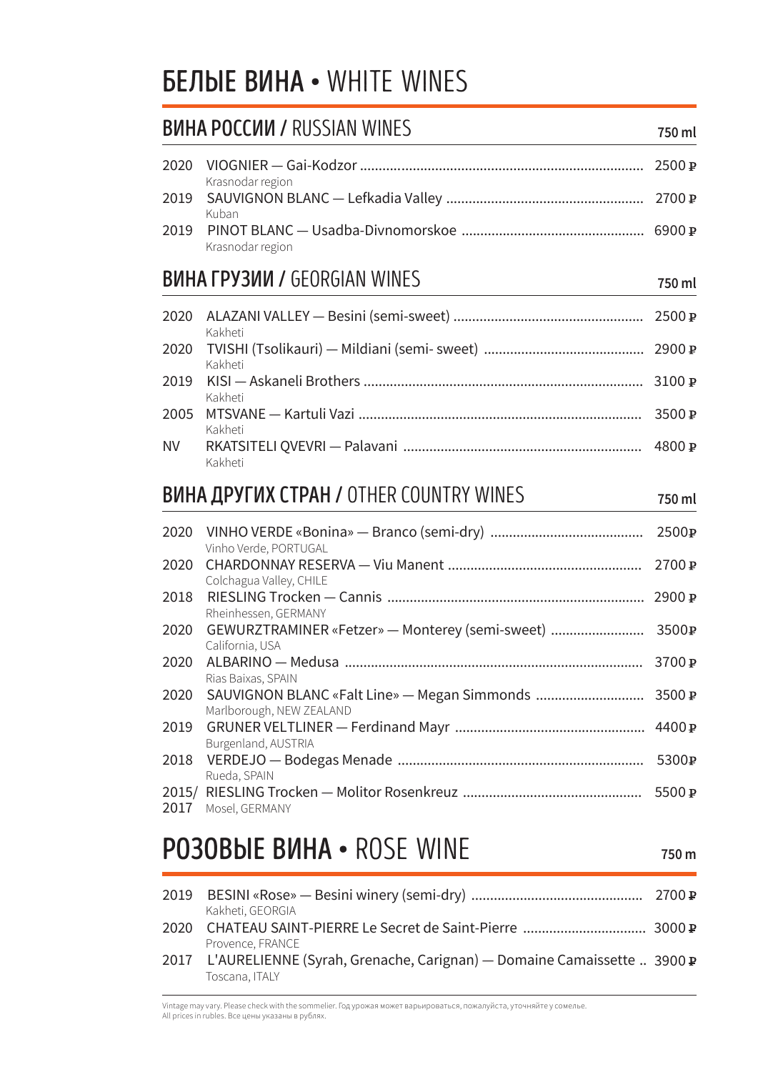# БЕЛЫЕ ВИНА • WHITE WINES

## ВИНА РОССИИ / RUSSIAN WINES

| Year | Wine | 750 ml |
|---|---|---|
| 2020 | VIOGNIER — Gai-Kodzor<br>Krasnodar region | 2500 ₽ |
| 2019 | SAUVIGNON BLANC — Lefkadia Valley<br>Kuban | 2700 ₽ |
| 2019 | PINOT BLANC — Usadba-Divnomorskoe<br>Krasnodar region | 6900 ₽ |

## ВИНА ГРУЗИИ / GEORGIAN WINES

| Year | Wine | 750 ml |
|---|---|---|
| 2020 | ALAZANI VALLEY — Besini (semi-sweet)<br>Kakheti | 2500 ₽ |
| 2020 | TVISHI (Tsolikauri) — Mildiani (semi- sweet)<br>Kakheti | 2900 ₽ |
| 2019 | KISI — Askaneli Brothers<br>Kakheti | 3100 ₽ |
| 2005 | MTSVANE — Kartuli Vazi<br>Kakheti | 3500 ₽ |
| NV | RKATSITELI QVEVRI — Palavani<br>Kakheti | 4800 ₽ |

## ВИНА ДРУГИХ СТРАН / OTHER COUNTRY WINES

| Year | Wine | 750 ml |
|---|---|---|
| 2020 | VINHO VERDE «Bonina» — Branco (semi-dry)<br>Vinho Verde, PORTUGAL | 2500₽ |
| 2020 | CHARDONNAY RESERVA — Viu Manent<br>Colchagua Valley, CHILE | 2700 ₽ |
| 2018 | RIESLING Trocken — Cannis<br>Rheinhessen, GERMANY | 2900 ₽ |
| 2020 | GEWURZTRAMINER «Fetzer» — Monterey (semi-sweet)<br>California, USA | 3500₽ |
| 2020 | ALBARINO — Medusa<br>Rias Baixas, SPAIN | 3700 ₽ |
| 2020 | SAUVIGNON BLANC «Falt Line» — Megan Simmonds<br>Marlborough, NEW ZEALAND | 3500 ₽ |
| 2019 | GRUNER VELTLINER — Ferdinand Mayr<br>Burgenland, AUSTRIA | 4400 ₽ |
| 2018 | VERDEJO — Bodegas Menade<br>Rueda, SPAIN | 5300₽ |
| 2015/ 2017 | RIESLING Trocken — Molitor Rosenkreuz<br>Mosel, GERMANY | 5500 ₽ |

# РОЗОВЫЕ ВИНА • ROSE WINE

| Year | Wine | 750 m |
|---|---|---|
| 2019 | BESINI «Rose» — Besini winery (semi-dry)<br>Kakheti, GEORGIA | 2700 ₽ |
| 2020 | CHATEAU SAINT-PIERRE Le Secret de Saint-Pierre<br>Provence, FRANCE | 3000 ₽ |
| 2017 | L'AURELIENNE (Syrah, Grenache, Carignan) — Domaine Camaissette<br>Toscana, ITALY | 3900 ₽ |

Vintage may vary. Please check with the sommelier. Год урожая может варьироваться, пожалуйста, уточняйте у сомелье.
All prices in rubles. Все цены указаны в рублях.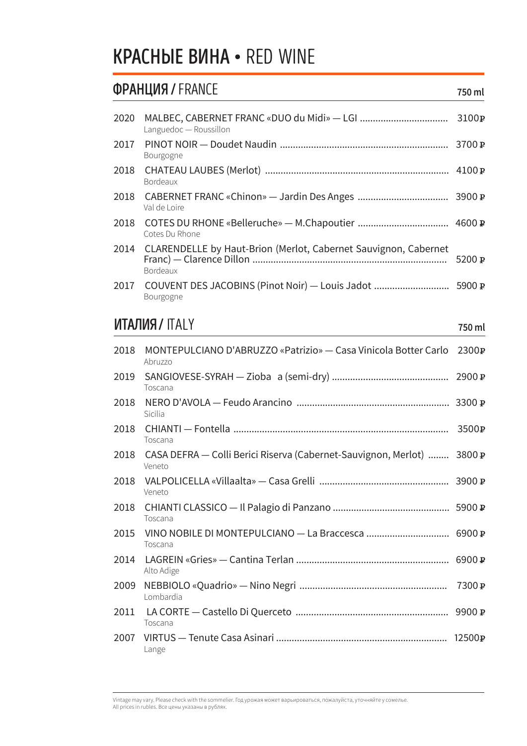# КРАСНЫЕ ВИНА • RED WINE

## ФРАНЦИЯ / FRANCE

| | | 750 ml |
|---|---|---|
| 2020 | MALBEC, CABERNET FRANC «DUO du Midi» — LGI<br>Languedoc — Roussillon | 3100₽ |
| 2017 | PINOT NOIR — Doudet Naudin<br>Bourgogne | 3700 ₽ |
| 2018 | CHATEAU LAUBES (Merlot)<br>Bordeaux | 4100 ₽ |
| 2018 | CABERNET FRANC «Chinon» — Jardin Des Anges<br>Val de Loire | 3900 ₽ |
| 2018 | COTES DU RHONE «Belleruche» — M.Chapoutier<br>Cotes Du Rhone | 4600 ₽ |
| 2014 | CLARENDELLE by Haut-Brion (Merlot, Cabernet Sauvignon, Cabernet Franc) — Clarence Dillon<br>Bordeaux | 5200 ₽ |
| 2017 | COUVENT DES JACOBINS (Pinot Noir) — Louis Jadot<br>Bourgogne | 5900 ₽ |

## ИТАЛИЯ / ITALY

| | | 750 ml |
|---|---|---|
| 2018 | MONTEPULCIANO D'ABRUZZO «Patrizio» — Casa Vinicola Botter Carlo<br>Abruzzo | 2300₽ |
| 2019 | SANGIOVESE-SYRAH — Zioba a (semi-dry)<br>Toscana | 2900 ₽ |
| 2018 | NERO D'AVOLA — Feudo Arancino<br>Sicilia | 3300 ₽ |
| 2018 | CHIANTI — Fontella<br>Toscana | 3500₽ |
| 2018 | CASA DEFRA — Colli Berici Riserva (Cabernet-Sauvignon, Merlot)<br>Veneto | 3800 ₽ |
| 2018 | VALPOLICELLA «Villaalta» — Casa Grelli<br>Veneto | 3900 ₽ |
| 2018 | CHIANTI CLASSICO — Il Palagio di Panzano<br>Toscana | 5900 ₽ |
| 2015 | VINO NOBILE DI MONTEPULCIANO — La Braccesca<br>Toscana | 6900 ₽ |
| 2014 | LAGREIN «Gries» — Cantina Terlan<br>Alto Adige | 6900 ₽ |
| 2009 | NEBBIOLO «Quadrio» — Nino Negri<br>Lombardia | 7300 ₽ |
| 2011 | LA CORTE — Castello Di Querceto<br>Toscana | 9900 ₽ |
| 2007 | VIRTUS — Tenute Casa Asinari<br>Lange | 12500₽ |

Vintage may vary. Please check with the sommelier. Год урожая может варьироваться, пожалуйста, уточняйте у сомелье.
All prices in rubles. Все цены указаны в рублях.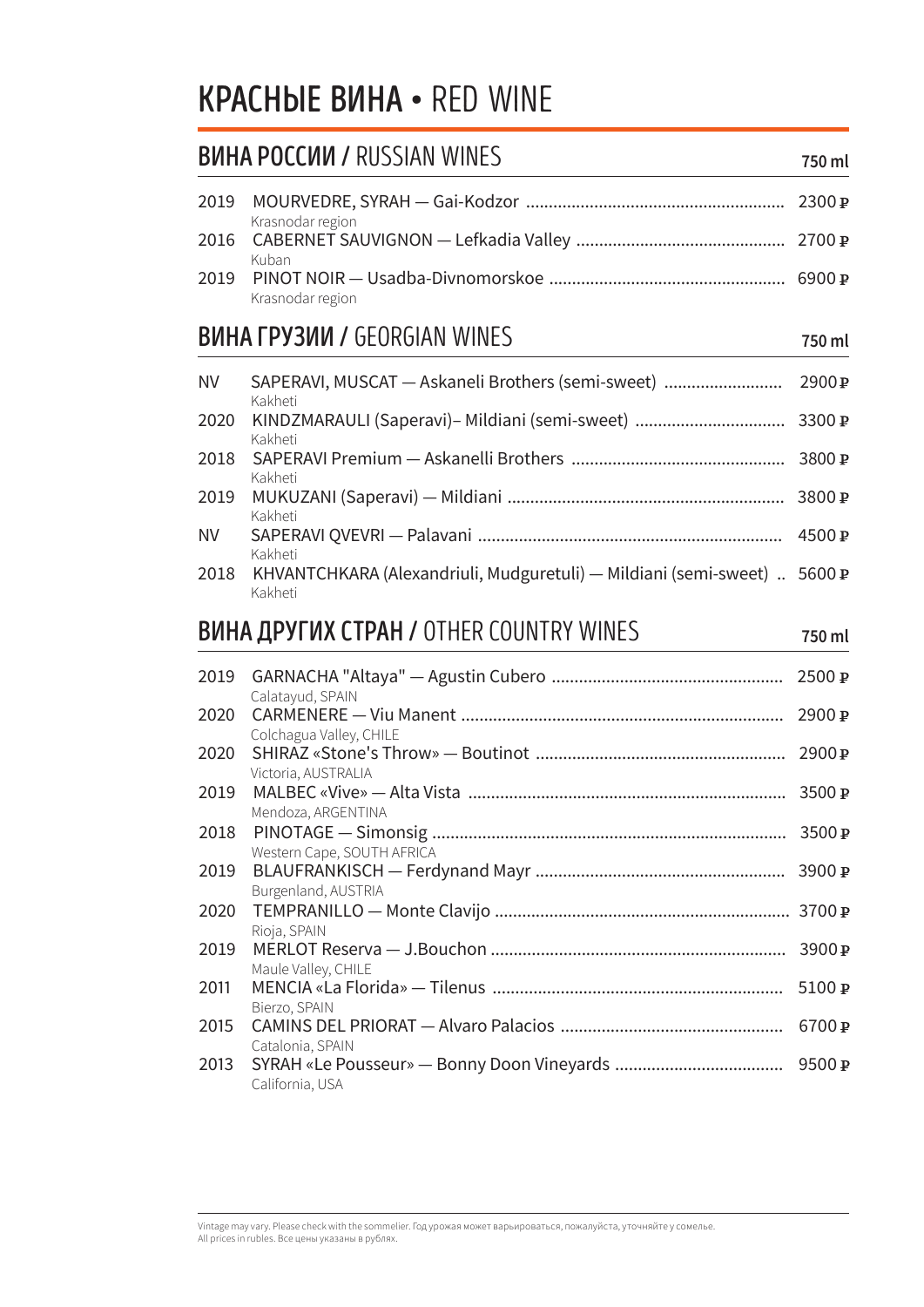# **КРАСНЫЕ ВИНА** • RED WINE

## **ВИНА РОССИИ /** RUSSIAN WINES

| | | 750 ml |
|---|---|---|
| 2019 | MOURVEDRE, SYRAH — Gai-Kodzor<br>Krasnodar region | 2300 ₽ |
| 2016 | CABERNET SAUVIGNON — Lefkadia Valley<br>Kuban | 2700 ₽ |
| 2019 | PINOT NOIR — Usadba-Divnomorskoe<br>Krasnodar region | 6900 ₽ |

## **ВИНА ГРУЗИИ /** GEORGIAN WINES

| | | 750 ml |
|---|---|---|
| NV | SAPERAVI, MUSCAT — Askaneli Brothers (semi-sweet)<br>Kakheti | 2900 ₽ |
| 2020 | KINDZMARAULI (Saperavi)– Mildiani (semi-sweet)<br>Kakheti | 3300 ₽ |
| 2018 | SAPERAVI Premium — Askanelli Brothers<br>Kakheti | 3800 ₽ |
| 2019 | MUKUZANI (Saperavi) — Mildiani<br>Kakheti | 3800 ₽ |
| NV | SAPERAVI QVEVRI — Palavani<br>Kakheti | 4500 ₽ |
| 2018 | KHVANTCHKARA (Alexandriuli, Mudguretuli) — Mildiani (semi-sweet)<br>Kakheti | 5600 ₽ |

## **ВИНА ДРУГИХ СТРАН /** OTHER COUNTRY WINES

| | | 750 ml |
|---|---|---|
| 2019 | GARNACHA "Altaya" — Agustin Cubero<br>Calatayud, SPAIN | 2500 ₽ |
| 2020 | CARMENERE — Viu Manent<br>Colchagua Valley, CHILE | 2900 ₽ |
| 2020 | SHIRAZ «Stone's Throw» — Boutinot<br>Victoria, AUSTRALIA | 2900 ₽ |
| 2019 | MALBEC «Vive» — Alta Vista<br>Mendoza, ARGENTINA | 3500 ₽ |
| 2018 | PINOTAGE — Simonsig<br>Western Cape, SOUTH AFRICA | 3500 ₽ |
| 2019 | BLAUFRANKISCH — Ferdynand Mayr<br>Burgenland, AUSTRIA | 3900 ₽ |
| 2020 | TEMPRANILLO — Monte Clavijo<br>Rioja, SPAIN | 3700 ₽ |
| 2019 | MERLOT Reserva — J.Bouchon<br>Maule Valley, CHILE | 3900 ₽ |
| 2011 | MENCIA «La Florida» — Tilenus<br>Bierzo, SPAIN | 5100 ₽ |
| 2015 | CAMINS DEL PRIORAT — Alvaro Palacios<br>Catalonia, SPAIN | 6700 ₽ |
| 2013 | SYRAH «Le Pousseur» — Bonny Doon Vineyards<br>California, USA | 9500 ₽ |

Vintage may vary. Please check with the sommelier. Год урожая может варьироваться, пожалуйста, уточняйте у сомелье.
All prices in rubles. Все цены указаны в рублях.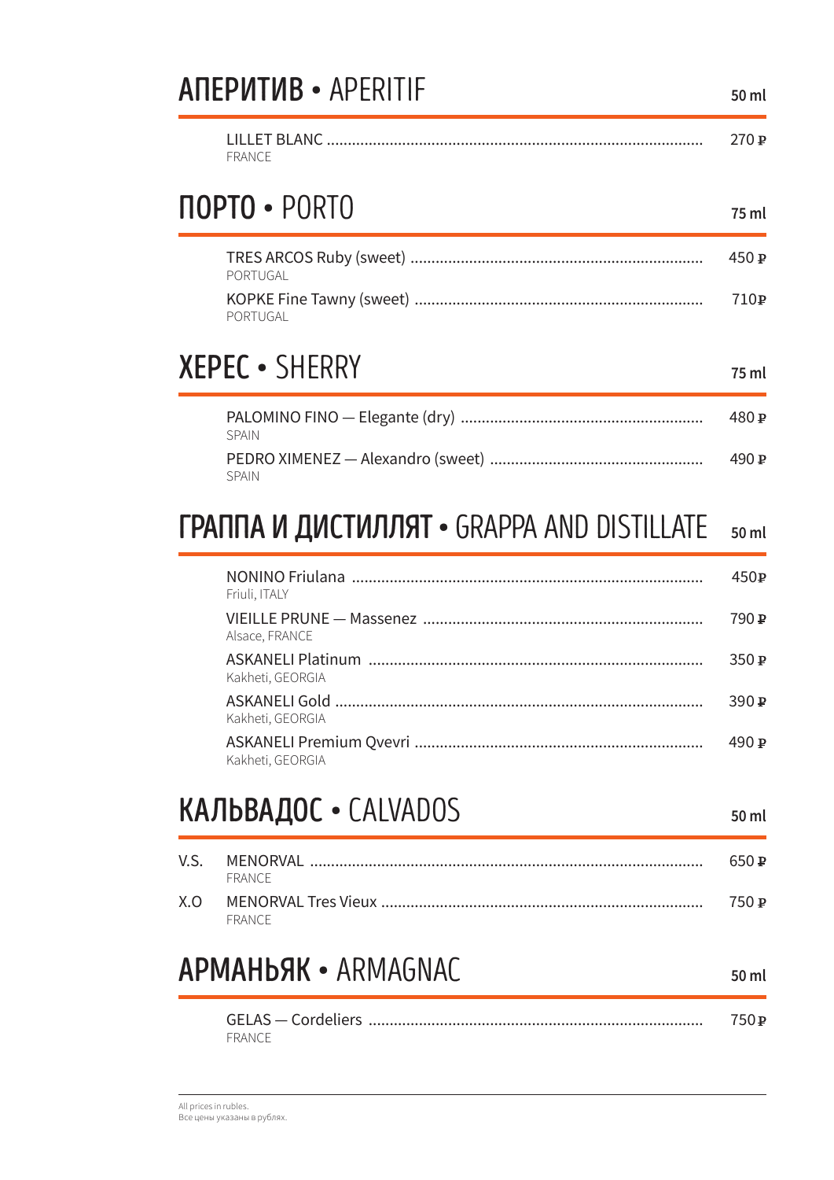## АПЕРИТИВ • APERITIF

50 ml

| | | |
|---|---|---|
| | LILLET BLANC<br>FRANCE | 270 ₽ |

## ПОРТО • PORTO

75 ml

| | | |
|---|---|---|
| | TRES ARCOS Ruby (sweet)<br>PORTUGAL | 450 ₽ |
| | KOPKE Fine Tawny (sweet)<br>PORTUGAL | 710₽ |

## ХЕРЕС • SHERRY

75 ml

| | | |
|---|---|---|
| | PALOMINO FINO — Elegante (dry)<br>SPAIN | 480 ₽ |
| | PEDRO XIMENEZ — Alexandro (sweet)<br>SPAIN | 490 ₽ |

## ГРАППА И ДИСТИЛЛЯТ • GRAPPA AND DISTILLATE

50 ml

| | | |
|---|---|---|
| | NONINO Friulana<br>Friuli, ITALY | 450₽ |
| | VIEILLE PRUNE — Massenez<br>Alsace, FRANCE | 790 ₽ |
| | ASKANELI Platinum<br>Kakheti, GEORGIA | 350 ₽ |
| | ASKANELI Gold<br>Kakheti, GEORGIA | 390 ₽ |
| | ASKANELI Premium Qvevri<br>Kakheti, GEORGIA | 490 ₽ |

## КАЛЬВАДОС • CALVADOS

50 ml

| | | |
|---|---|---|
| V.S. | MENORVAL<br>FRANCE | 650 ₽ |
| X.O | MENORVAL Tres Vieux<br>FRANCE | 750 ₽ |

## АРМАНЬЯК • ARMAGNAC

50 ml

| | | |
|---|---|---|
| | GELAS — Cordeliers<br>FRANCE | 750₽ |

All prices in rubles.
Все цены указаны в рублях.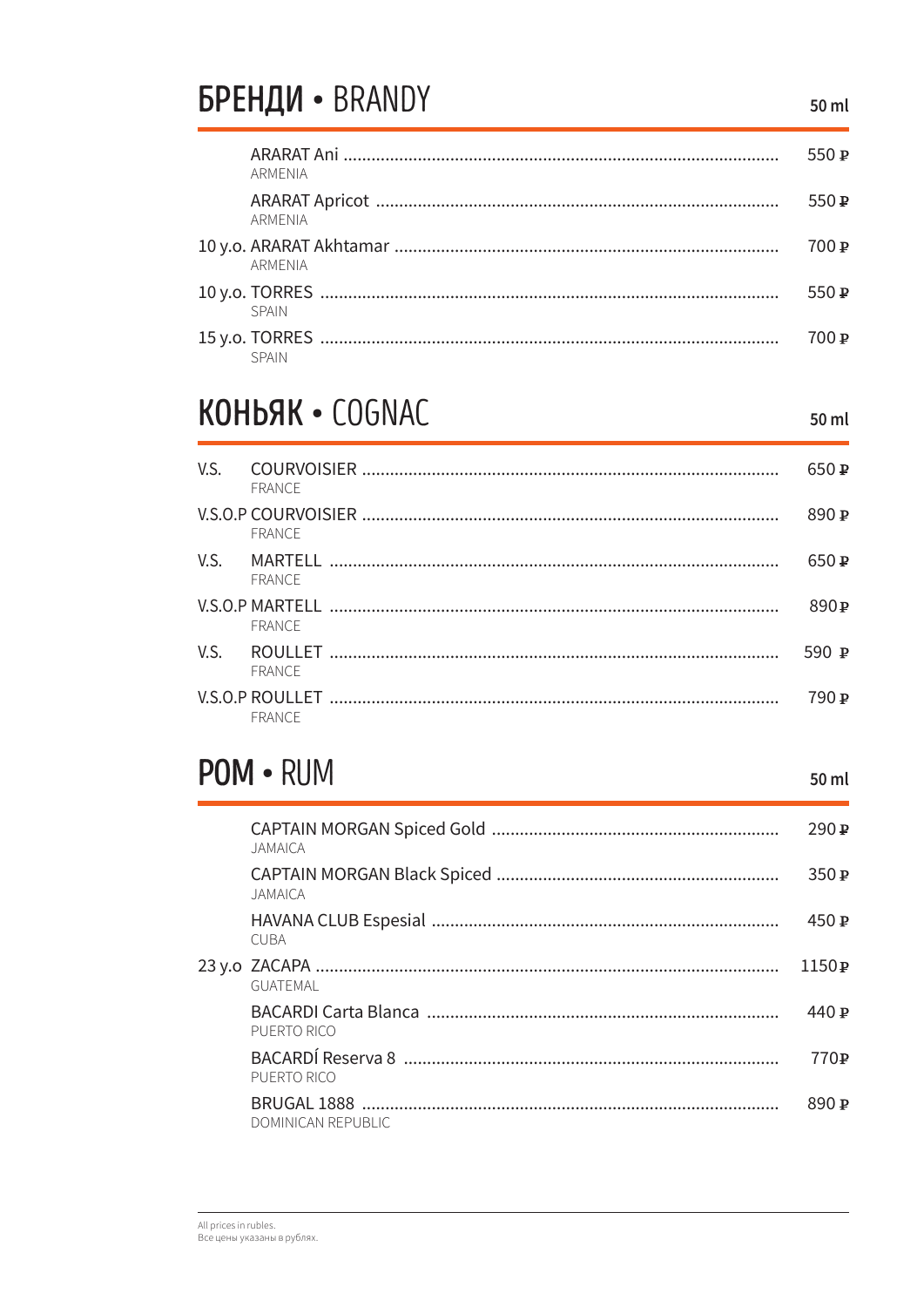## БРЕНДИ • BRANDY

50 ml

| | | |
|---|---|---|
| | ARARAT Ani<br>ARMENIA | 550 ₽ |
| | ARARAT Apricot<br>ARMENIA | 550 ₽ |
| 10 y.o. | ARARAT Akhtamar<br>ARMENIA | 700 ₽ |
| 10 y.o. | TORRES<br>SPAIN | 550 ₽ |
| 15 y.o. | TORRES<br>SPAIN | 700 ₽ |

## КОНЬЯК • COGNAC

50 ml

| | | |
|---|---|---|
| V.S. | COURVOISIER<br>FRANCE | 650 ₽ |
| V.S.O.P | COURVOISIER<br>FRANCE | 890 ₽ |
| V.S. | MARTELL<br>FRANCE | 650 ₽ |
| V.S.O.P | MARTELL<br>FRANCE | 890 ₽ |
| V.S. | ROULLET<br>FRANCE | 590 ₽ |
| V.S.O.P | ROULLET<br>FRANCE | 790 ₽ |

## РОМ • RUM

50 ml

| | | |
|---|---|---|
| | CAPTAIN MORGAN Spiced Gold<br>JAMAICA | 290 ₽ |
| | CAPTAIN MORGAN Black Spiced<br>JAMAICA | 350 ₽ |
| | HAVANA CLUB Espesial<br>CUBA | 450 ₽ |
| 23 y.o | ZACAPA<br>GUATEMAL | 1150 ₽ |
| | BACARDI Carta Blanca<br>PUERTO RICO | 440 ₽ |
| | BACARDÍ Reserva 8<br>PUERTO RICO | 770 ₽ |
| | BRUGAL 1888<br>DOMINICAN REPUBLIC | 890 ₽ |

All prices in rubles.
Все цены указаны в рублях.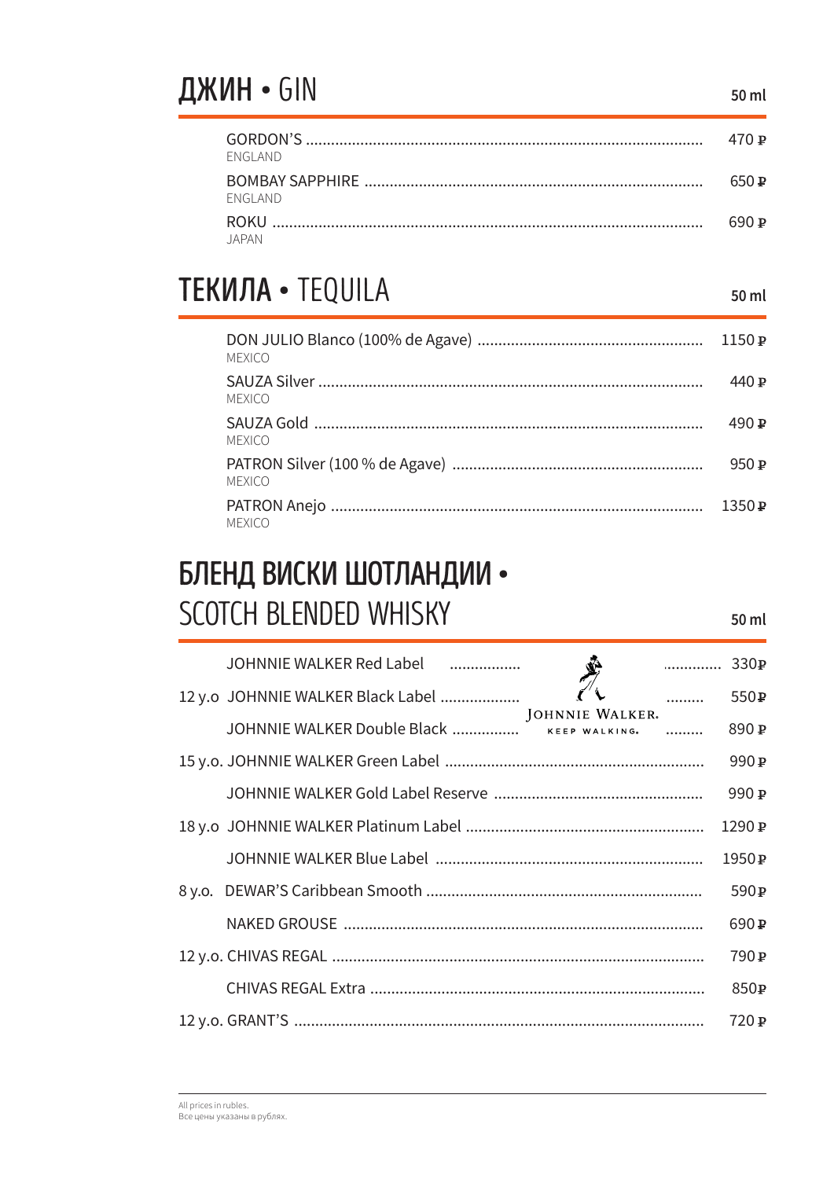## ДЖИН • GIN

50 ml

| | |
|---|---|
| GORDON'S<br>ENGLAND | 470 ₽ |
| BOMBAY SAPPHIRE<br>ENGLAND | 650 ₽ |
| ROKU<br>JAPAN | 690 ₽ |

## ТЕКИЛА • TEQUILA

50 ml

| | |
|---|---|
| DON JULIO Blanco (100% de Agave)<br>MEXICO | 1150 ₽ |
| SAUZA Silver<br>MEXICO | 440 ₽ |
| SAUZA Gold<br>MEXICO | 490 ₽ |
| PATRON Silver (100 % de Agave)<br>MEXICO | 950 ₽ |
| PATRON Anejo<br>MEXICO | 1350 ₽ |

## БЛЕНД ВИСКИ ШОТЛАНДИИ • SCOTCH BLENDED WHISKY

50 ml

JOHNNIE WALKER. KEEP WALKING.

| | | |
|---|---|---|
| | JOHNNIE WALKER Red Label | 330₽ |
| 12 y.o | JOHNNIE WALKER Black Label | 550₽ |
| | JOHNNIE WALKER Double Black | 890 ₽ |
| 15 y.o. | JOHNNIE WALKER Green Label | 990 ₽ |
| | JOHNNIE WALKER Gold Label Reserve | 990 ₽ |
| 18 y.o | JOHNNIE WALKER Platinum Label | 1290 ₽ |
| | JOHNNIE WALKER Blue Label | 1950₽ |
| 8 y.o. | DEWAR'S Caribbean Smooth | 590₽ |
| | NAKED GROUSE | 690 ₽ |
| 12 y.o. | CHIVAS REGAL | 790 ₽ |
| | CHIVAS REGAL Extra | 850₽ |
| 12 y.o. | GRANT'S | 720 ₽ |

All prices in rubles.
Все цены указаны в рублях.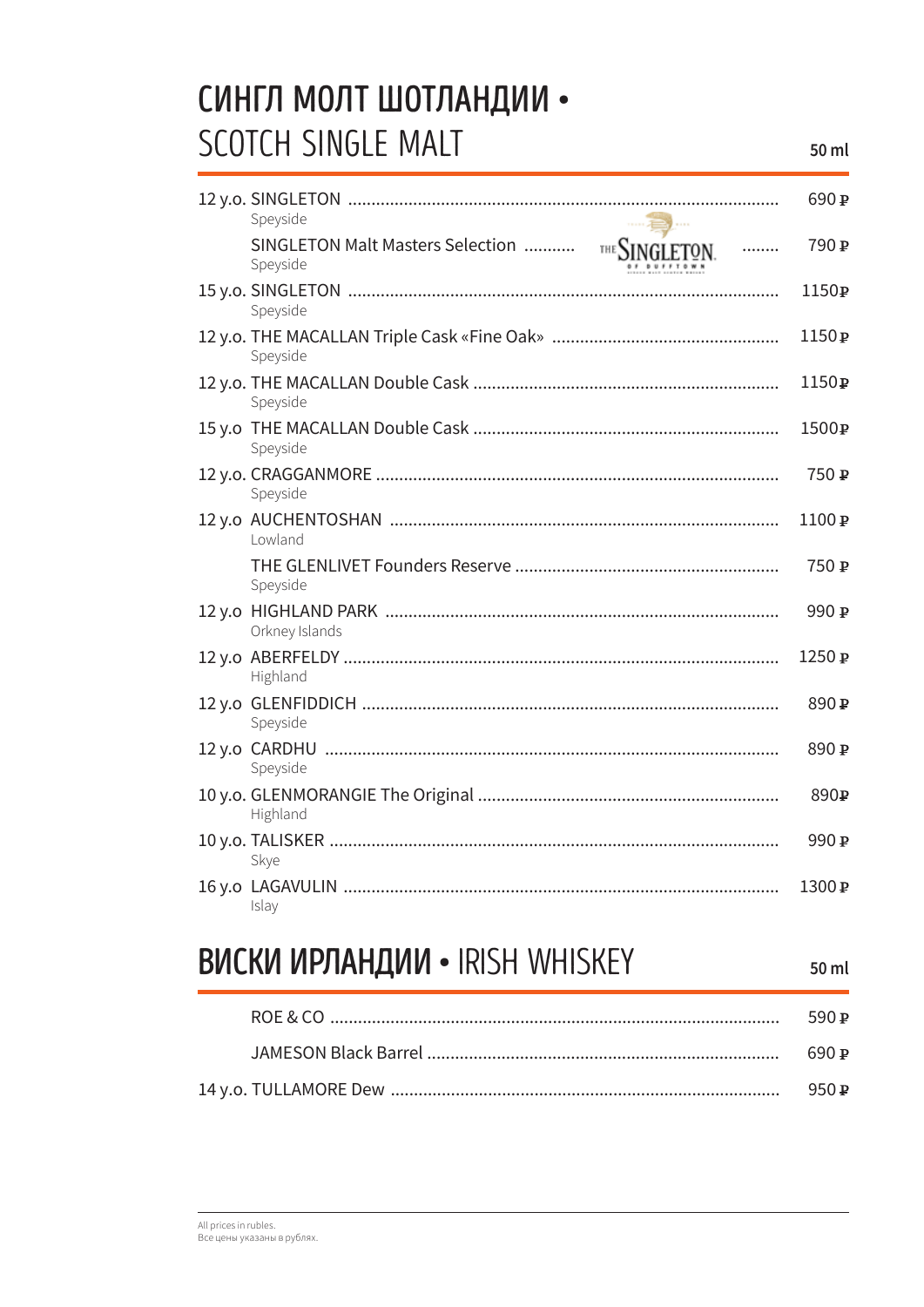## СИНГЛ МОЛТ ШОТЛАНДИИ • SCOTCH SINGLE MALT

| | 50 ml |
|---|---|
| 12 y.o. SINGLETON<br>Speyside | 690 ₽ |
| SINGLETON Malt Masters Selection<br>Speyside | 790 ₽ |
| 15 y.o. SINGLETON<br>Speyside | 1150₽ |
| 12 y.o. THE MACALLAN Triple Cask «Fine Oak»<br>Speyside | 1150₽ |
| 12 y.o. THE MACALLAN Double Cask<br>Speyside | 1150₽ |
| 15 y.o THE MACALLAN Double Cask<br>Speyside | 1500₽ |
| 12 y.o. CRAGGANMORE<br>Speyside | 750 ₽ |
| 12 y.o AUCHENTOSHAN<br>Lowland | 1100 ₽ |
| THE GLENLIVET Founders Reserve<br>Speyside | 750 ₽ |
| 12 y.o HIGHLAND PARK<br>Orkney Islands | 990 ₽ |
| 12 y.o ABERFELDY<br>Highland | 1250 ₽ |
| 12 y.o GLENFIDDICH<br>Speyside | 890 ₽ |
| 12 y.o CARDHU<br>Speyside | 890 ₽ |
| 10 y.o. GLENMORANGIE The Original<br>Highland | 890₽ |
| 10 y.o. TALISKER<br>Skye | 990 ₽ |
| 16 y.o LAGAVULIN<br>Islay | 1300 ₽ |

## ВИСКИ ИРЛАНДИИ • IRISH WHISKEY

| | 50 ml |
|---|---|
| ROE & CO | 590 ₽ |
| JAMESON Black Barrel | 690 ₽ |
| 14 y.o. TULLAMORE Dew | 950 ₽ |

All prices in rubles.
Все цены указаны в рублях.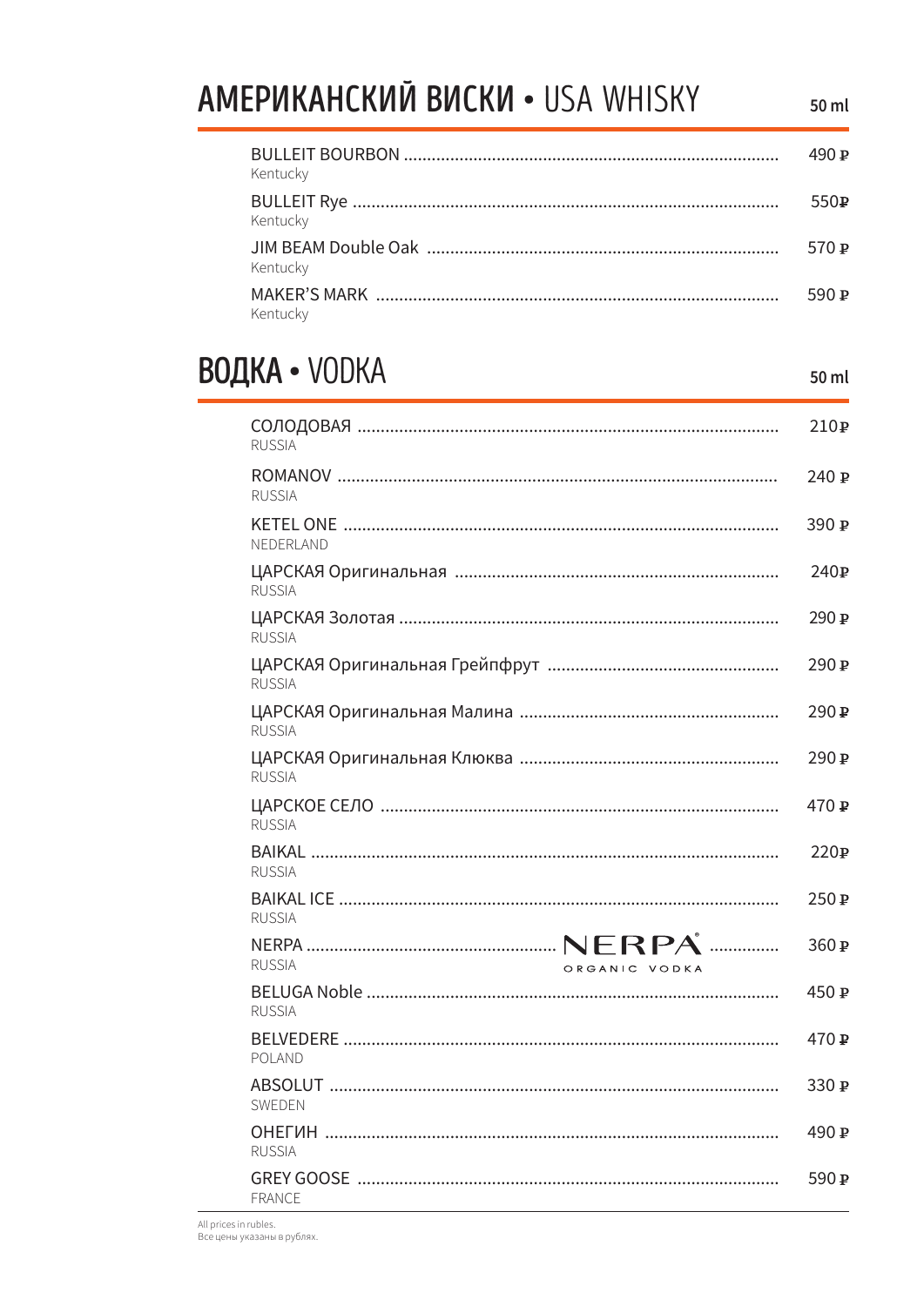## АМЕРИКАНСКИЙ ВИСКИ • USA WHISKY

50 ml

| | |
|---|---|
| BULLEIT BOURBON<br>Kentucky | 490 ₽ |
| BULLEIT Rye<br>Kentucky | 550₽ |
| JIM BEAM Double Oak<br>Kentucky | 570 ₽ |
| MAKER'S MARK<br>Kentucky | 590 ₽ |

## ВОДКА • VODKA

50 ml

| | |
|---|---|
| СОЛОДОВАЯ<br>RUSSIA | 210₽ |
| ROMANOV<br>RUSSIA | 240 ₽ |
| KETEL ONE<br>NEDERLAND | 390 ₽ |
| ЦАРСКАЯ Оригинальная<br>RUSSIA | 240₽ |
| ЦАРСКАЯ Золотая<br>RUSSIA | 290 ₽ |
| ЦАРСКАЯ Оригинальная Грейпфрут<br>RUSSIA | 290 ₽ |
| ЦАРСКАЯ Оригинальная Малина<br>RUSSIA | 290 ₽ |
| ЦАРСКАЯ Оригинальная Клюква<br>RUSSIA | 290 ₽ |
| ЦАРСКОЕ СЕЛО<br>RUSSIA | 470 ₽ |
| BAIKAL<br>RUSSIA | 220₽ |
| BAIKAL ICE<br>RUSSIA | 250 ₽ |
| NERPA — NERPA ORGANIC VODKA<br>RUSSIA | 360 ₽ |
| BELUGA Noble<br>RUSSIA | 450 ₽ |
| BELVEDERE<br>POLAND | 470 ₽ |
| ABSOLUT<br>SWEDEN | 330 ₽ |
| ОНЕГИН<br>RUSSIA | 490 ₽ |
| GREY GOOSE<br>FRANCE | 590 ₽ |

All prices in rubles.
Все цены указаны в рублях.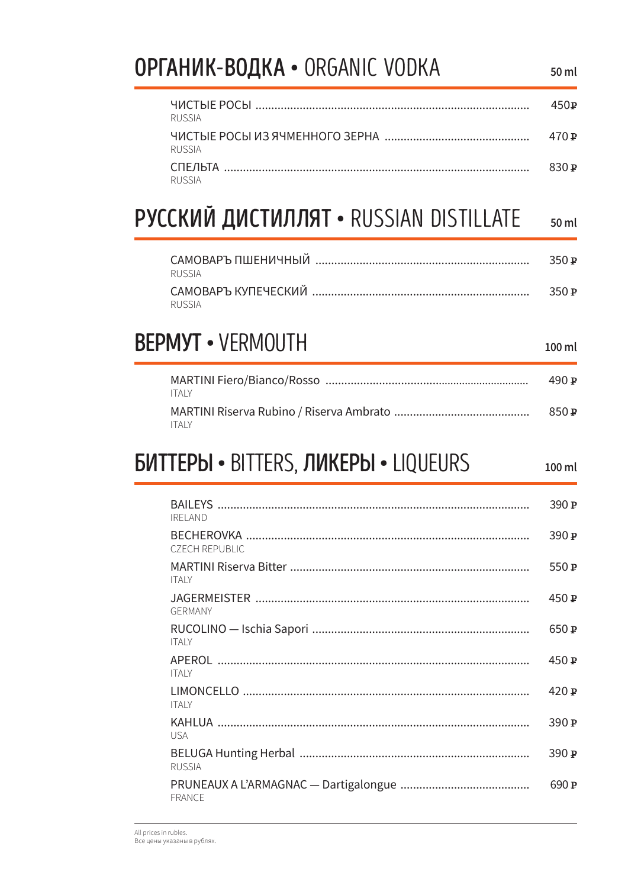## **ОРГАНИК-ВОДКА** • ORGANIC VODKA

50 ml

| | |
|---|---|
| ЧИСТЫЕ РОСЫ<br>RUSSIA | 450 ₽ |
| ЧИСТЫЕ РОСЫ ИЗ ЯЧМЕННОГО ЗЕРНА<br>RUSSIA | 470 ₽ |
| СПЕЛЬТА<br>RUSSIA | 830 ₽ |

## **РУССКИЙ ДИСТИЛЛЯТ** • RUSSIAN DISTILLATE

50 ml

| | |
|---|---|
| САМОВАРЪ ПШЕНИЧНЫЙ<br>RUSSIA | 350 ₽ |
| САМОВАРЪ КУПЕЧЕСКИЙ<br>RUSSIA | 350 ₽ |

## **ВЕРМУТ** • VERMOUTH

100 ml

| | |
|---|---|
| MARTINI Fiero/Bianco/Rosso<br>ITALY | 490 ₽ |
| MARTINI Riserva Rubino / Riserva Ambrato<br>ITALY | 850 ₽ |

## **БИТТЕРЫ** • BITTERS, **ЛИКЕРЫ** • LIQUEURS

100 ml

| | |
|---|---|
| BAILEYS<br>IRELAND | 390 ₽ |
| BECHEROVKA<br>CZECH REPUBLIC | 390 ₽ |
| MARTINI Riserva Bitter<br>ITALY | 550 ₽ |
| JAGERMEISTER<br>GERMANY | 450 ₽ |
| RUCOLINO — Ischia Sapori<br>ITALY | 650 ₽ |
| APEROL<br>ITALY | 450 ₽ |
| LIMONCELLO<br>ITALY | 420 ₽ |
| KAHLUA<br>USA | 390 ₽ |
| BELUGA Hunting Herbal<br>RUSSIA | 390 ₽ |
| PRUNEAUX A L'ARMAGNAC — Dartigalongue<br>FRANCE | 690 ₽ |

All prices in rubles.
Все цены указаны в рублях.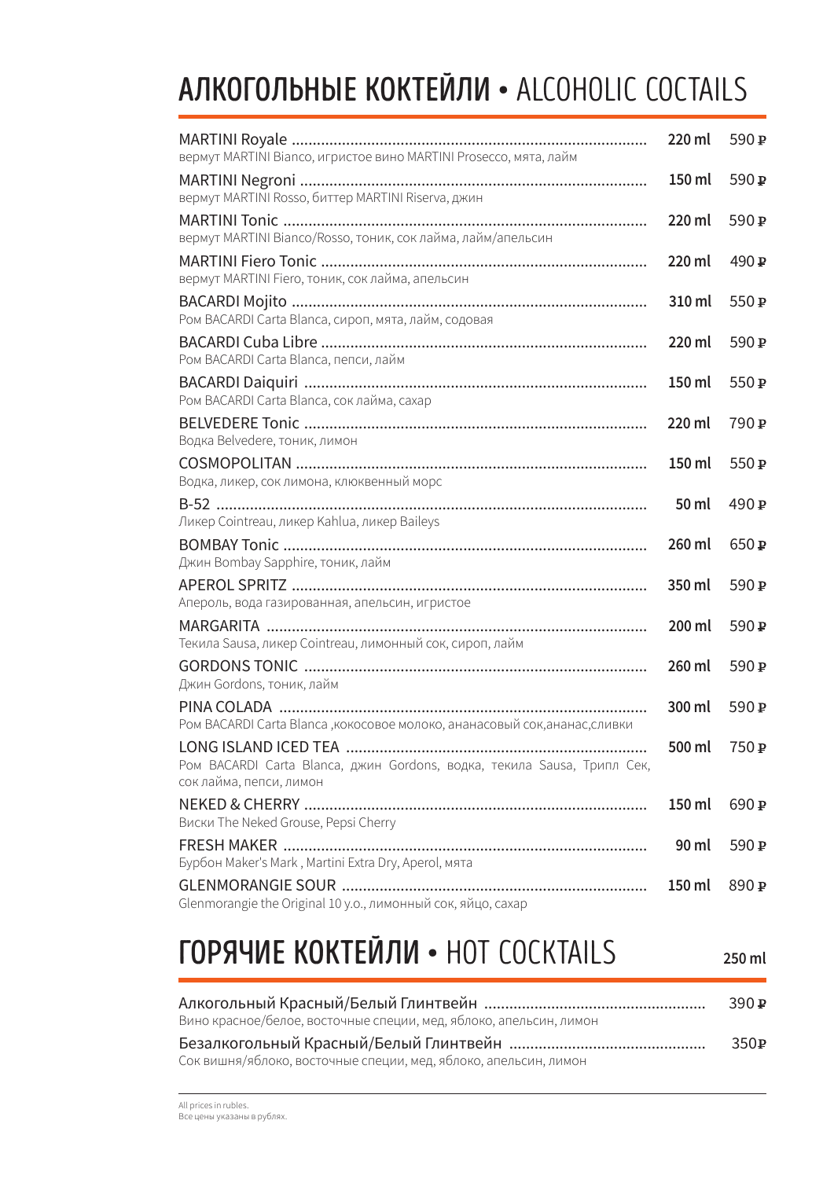# АЛКОГОЛЬНЫЕ КОКТЕЙЛИ • ALCOHOLIC COCTAILS

| Наименование | Объём | Цена |
|---|---|---|
| MARTINI Royale<br>вермут MARTINI Bianco, игристое вино MARTINI Prosecco, мята, лайм | 220 ml | 590 ₽ |
| MARTINI Negroni<br>вермут MARTINI Rosso, биттер MARTINI Riserva, джин | 150 ml | 590 ₽ |
| MARTINI Tonic<br>вермут MARTINI Bianco/Rosso, тоник, сок лайма, лайм/апельсин | 220 ml | 590 ₽ |
| MARTINI Fiero Tonic<br>вермут MARTINI Fiero, тоник, сок лайма, апельсин | 220 ml | 490 ₽ |
| BACARDI Mojito<br>Ром BACARDI Carta Blanca, сироп, мята, лайм, содовая | 310 ml | 550 ₽ |
| BACARDI Cuba Libre<br>Ром BACARDI Carta Blanca, пепси, лайм | 220 ml | 590 ₽ |
| BACARDI Daiquiri<br>Ром BACARDI Carta Blanca, сок лайма, сахар | 150 ml | 550 ₽ |
| BELVEDERE Tonic<br>Водка Belvedere, тоник, лимон | 220 ml | 790 ₽ |
| COSMOPOLITAN<br>Водка, ликер, сок лимона, клюквенный морс | 150 ml | 550 ₽ |
| B-52<br>Ликер Cointreau, ликер Kahlua, ликер Baileys | 50 ml | 490 ₽ |
| BOMBAY Tonic<br>Джин Bombay Sapphire, тоник, лайм | 260 ml | 650 ₽ |
| APEROL SPRITZ<br>Апероль, вода газированная, апельсин, игристое | 350 ml | 590 ₽ |
| MARGARITA<br>Текила Sausa, ликер Cointreau, лимонный сок, сироп, лайм | 200 ml | 590 ₽ |
| GORDONS TONIC<br>Джин Gordons, тоник, лайм | 260 ml | 590 ₽ |
| PINA COLADA<br>Ром BACARDI Carta Blanca ,кокосовое молоко, ананасовый сок,ананас,сливки | 300 ml | 590 ₽ |
| LONG ISLAND ICED TEA<br>Ром BACARDI Carta Blanca, джин Gordons, водка, текила Sausa, Трипл Сек, сок лайма, пепси, лимон | 500 ml | 750 ₽ |
| NEKED & CHERRY<br>Виски The Neked Grouse, Pepsi Cherry | 150 ml | 690 ₽ |
| FRESH MAKER<br>Бурбон Maker's Mark , Martini Extra Dry, Aperol, мята | 90 ml | 590 ₽ |
| GLENMORANGIE SOUR<br>Glenmorangie the Original 10 y.o., лимонный сок, яйцо, сахар | 150 ml | 890 ₽ |

# ГОРЯЧИЕ КОКТЕЙЛИ • HOT COCKTAILS

**250 ml**

| Наименование | Цена |
|---|---|
| Алкогольный Красный/Белый Глинтвейн<br>Вино красное/белое, восточные специи, мед, яблоко, апельсин, лимон | 390 ₽ |
| Безалкогольный Красный/Белый Глинтвейн<br>Сок вишня/яблоко, восточные специи, мед, яблоко, апельсин, лимон | 350₽ |

All prices in rubles.
Все цены указаны в рублях.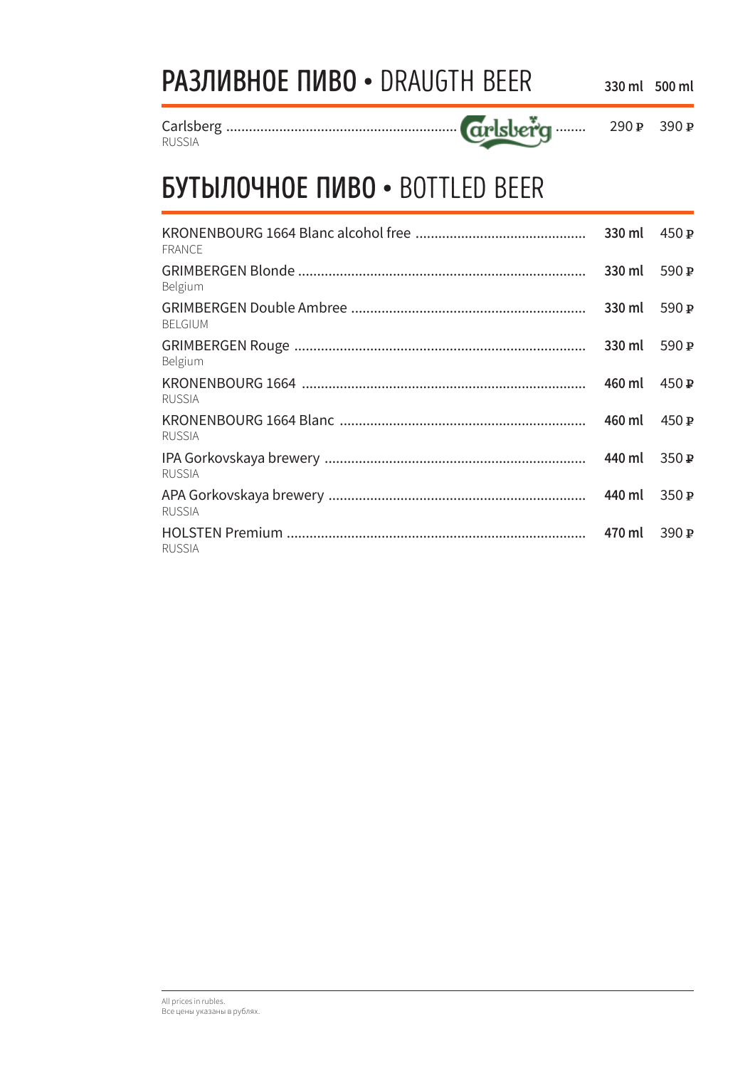## РАЗЛИВНОЕ ПИВО • DRAUGTH BEER

| | 330 ml | 500 ml |
|---|---|---|
| Carlsberg<br>RUSSIA | 290 ₽ | 390 ₽ |

## БУТЫЛОЧНОЕ ПИВО • BOTTLED BEER

| | | |
|---|---|---|
| KRONENBOURG 1664 Blanc alcohol free<br>FRANCE | 330 ml | 450 ₽ |
| GRIMBERGEN Blonde<br>Belgium | 330 ml | 590 ₽ |
| GRIMBERGEN Double Ambree<br>BELGIUM | 330 ml | 590 ₽ |
| GRIMBERGEN Rouge<br>Belgium | 330 ml | 590 ₽ |
| KRONENBOURG 1664<br>RUSSIA | 460 ml | 450 ₽ |
| KRONENBOURG 1664 Blanc<br>RUSSIA | 460 ml | 450 ₽ |
| IPA Gorkovskaya brewery<br>RUSSIA | 440 ml | 350 ₽ |
| APA Gorkovskaya brewery<br>RUSSIA | 440 ml | 350 ₽ |
| HOLSTEN Premium<br>RUSSIA | 470 ml | 390 ₽ |

All prices in rubles.
Все цены указаны в рублях.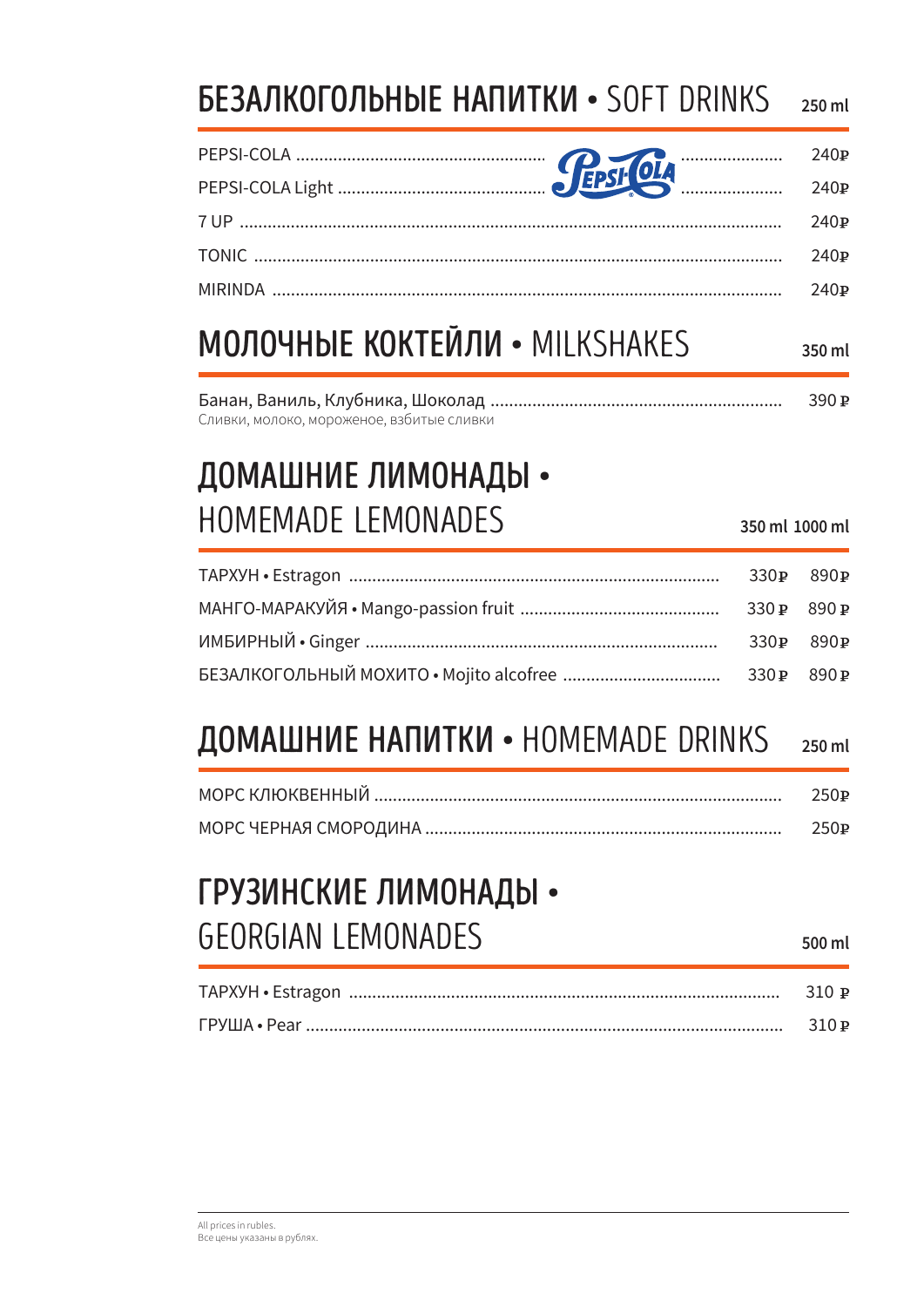## БЕЗАЛКОГОЛЬНЫЕ НАПИТКИ • SOFT DRINKS

| | 250 ml |
|---|---|
| PEPSI-COLA | 240₽ |
| PEPSI-COLA Light | 240₽ |
| 7 UP | 240₽ |
| TONIC | 240₽ |
| MIRINDA | 240₽ |

## МОЛОЧНЫЕ КОКТЕЙЛИ • MILKSHAKES

| | 350 ml |
|---|---|
| Банан, Ваниль, Клубника, Шоколад<br>Сливки, молоко, мороженое, взбитые сливки | 390 ₽ |

## ДОМАШНИЕ ЛИМОНАДЫ • HOMEMADE LEMONADES

| | 350 ml | 1000 ml |
|---|---|---|
| ТАРХУН • Estragon | 330₽ | 890₽ |
| МАНГО-МАРАКУЙЯ • Mango-passion fruit | 330 ₽ | 890 ₽ |
| ИМБИРНЫЙ • Ginger | 330₽ | 890₽ |
| БЕЗАЛКОГОЛЬНЫЙ МОХИТО • Mojito alcofree | 330 ₽ | 890 ₽ |

## ДОМАШНИЕ НАПИТКИ • HOMEMADE DRINKS

| | 250 ml |
|---|---|
| МОРС КЛЮКВЕННЫЙ | 250₽ |
| МОРС ЧЕРНАЯ СМОРОДИНА | 250₽ |

## ГРУЗИНСКИЕ ЛИМОНАДЫ • GEORGIAN LEMONADES

| | 500 ml |
|---|---|
| ТАРХУН • Estragon | 310 ₽ |
| ГРУША • Pear | 310 ₽ |

All prices in rubles.
Все цены указаны в рублях.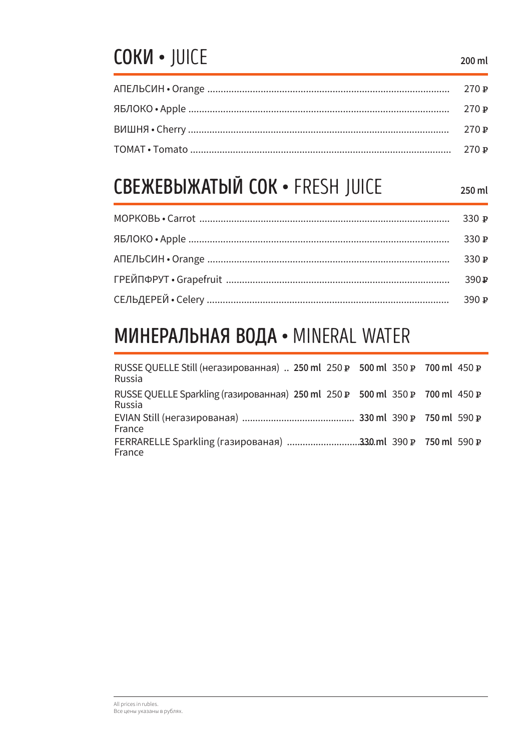## **СОКИ** • JUICE

**200 ml**

| | |
|---|---|
| АПЕЛЬСИН • Orange | 270 ₽ |
| ЯБЛОКО • Apple | 270 ₽ |
| ВИШНЯ • Cherry | 270 ₽ |
| ТОМАТ • Tomato | 270 ₽ |

## **СВЕЖЕВЫЖАТЫЙ СОК** • FRESH JUICE

**250 ml**

| | |
|---|---|
| МОРКОВЬ • Carrot | 330 ₽ |
| ЯБЛОКО • Apple | 330 ₽ |
| АПЕЛЬСИН • Orange | 330 ₽ |
| ГРЕЙПФРУТ • Grapefruit | 390 ₽ |
| СЕЛЬДЕРЕЙ • Celery | 390 ₽ |

## **МИНЕРАЛЬНАЯ ВОДА** • MINERAL WATER

| | | | | | | |
|---|---|---|---|---|---|---|
| RUSSE QUELLE Still (негазированная)<br>Russia | **250 ml** | 250 ₽ | **500 ml** | 350 ₽ | **700 ml** | 450 ₽ |
| RUSSE QUELLE Sparkling (газированная)<br>Russia | **250 ml** | 250 ₽ | **500 ml** | 350 ₽ | **700 ml** | 450 ₽ |
| EVIAN Still (негазированая)<br>France | | | **330 ml** | 390 ₽ | **750 ml** | 590 ₽ |
| FERRARELLE Sparkling (газированая)<br>France | | | **330 ml** | 390 ₽ | **750 ml** | 590 ₽ |

All prices in rubles.
Все цены указаны в рублях.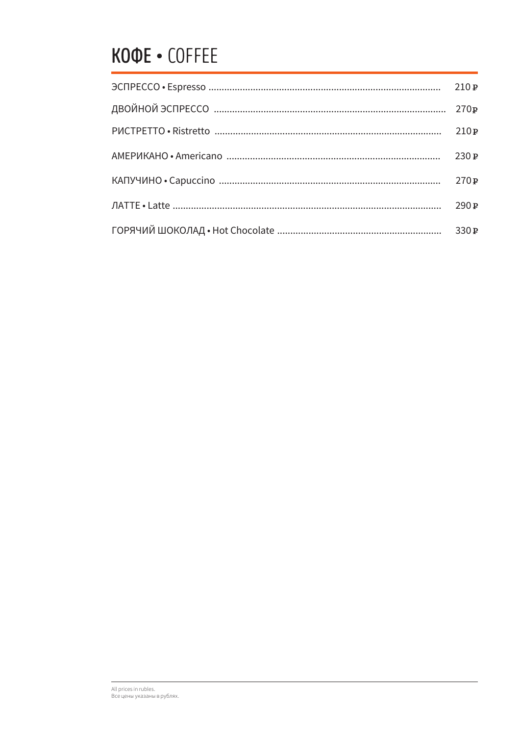# КОФЕ • COFFEE

| | |
|---|---|
| ЭСПРЕССО • Espresso | 210 ₽ |
| ДВОЙНОЙ ЭСПРЕССО | 270₽ |
| РИСТРЕТТО • Ristretto | 210₽ |
| АМЕРИКАНО • Americano | 230 ₽ |
| КАПУЧИНО • Capuccino | 270₽ |
| ЛАТТЕ • Latte | 290 ₽ |
| ГОРЯЧИЙ ШОКОЛАД • Hot Chocolate | 330 ₽ |

All prices in rubles.
Все цены указаны в рублях.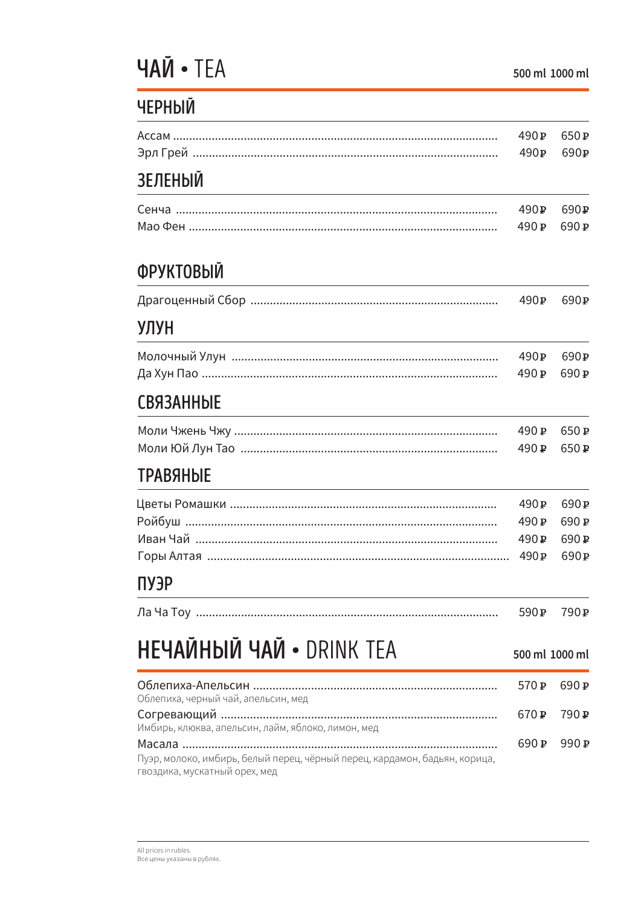# ЧАЙ • TEA

| | 500 ml | 1000 ml |
|---|---|---|

## ЧЕРНЫЙ

| | 500 ml | 1000 ml |
|---|---|---|
| Ассам | 490₽ | 650₽ |
| Эрл Грей | 490₽ | 690₽ |

## ЗЕЛЕНЫЙ

| | 500 ml | 1000 ml |
|---|---|---|
| Сенча | 490₽ | 690₽ |
| Мао Фен | 490₽ | 690₽ |

## ФРУКТОВЫЙ

| | 500 ml | 1000 ml |
|---|---|---|
| Драгоценный Сбор | 490₽ | 690₽ |

## УЛУН

| | 500 ml | 1000 ml |
|---|---|---|
| Молочный Улун | 490₽ | 690₽ |
| Да Хун Пао | 490₽ | 690₽ |

## СВЯЗАННЫЕ

| | 500 ml | 1000 ml |
|---|---|---|
| Моли Чжень Чжу | 490₽ | 650₽ |
| Моли Юй Лун Тао | 490₽ | 650₽ |

## ТРАВЯНЫЕ

| | 500 ml | 1000 ml |
|---|---|---|
| Цветы Ромашки | 490₽ | 690₽ |
| Ройбуш | 490₽ | 690₽ |
| Иван Чай | 490₽ | 690₽ |
| Горы Алтая | 490₽ | 690₽ |

## ПУЭР

| | 500 ml | 1000 ml |
|---|---|---|
| Ла Ча Тоу | 590₽ | 790₽ |

# НЕЧАЙНЫЙ ЧАЙ • DRINK TEA

| | 500 ml | 1000 ml |
|---|---|---|
| Облепиха-Апельсин<br>Облепиха, черный чай, апельсин, мед | 570₽ | 690₽ |
| Согревающий<br>Имбирь, клюква, апельсин, лайм, яблоко, лимон, мед | 670₽ | 790₽ |
| Масала<br>Пуэр, молоко, имбирь, белый перец, чёрный перец, кардамон, бадьян, корица, гвоздика, мускатный орех, мед | 690₽ | 990₽ |

All prices in rubles.
Все цены указаны в рублях.